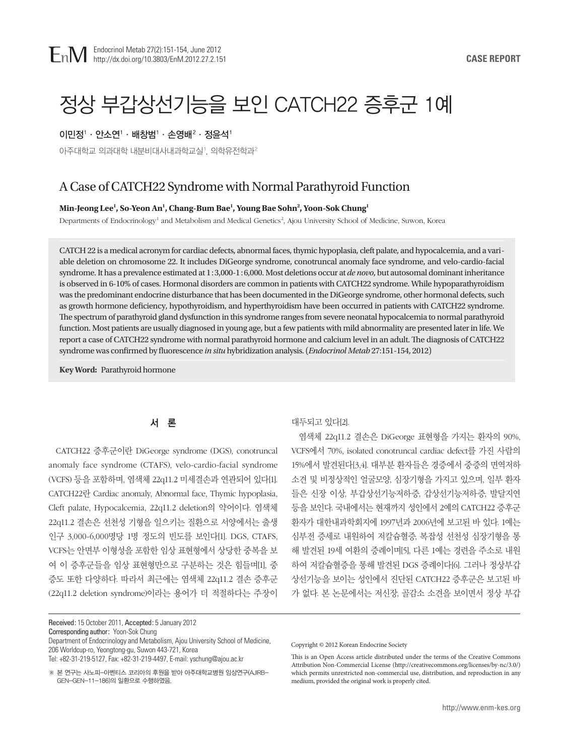CASE REPORT

# 정상 부갑상선기능을 보인 CATCH22 증후군 1예

**이민정[1] · 안소연[1] · 배창범[1] · 손영배[2] · 정윤석[1]**

아주대학교 의과대학 내분비대사내과학교실[1], 의학유전학과[2]

# A Case of CATCH22 Syndrome with Normal Parathyroid Function

**Min-Jeong Lee[1], So-Yeon An[1], Chang-Bum Bae[1], Young Bae Sohn[2], Yoon-Sok Chung[1]**

Departments of Endocrinology[1] and Metabolism and Medical Genetics[2], Ajou University School of Medicine, Suwon, Korea

CATCH 22 is a medical acronym for cardiac defects, abnormal faces, thymic hypoplasia, cleft palate, and hypocalcemia, and a variable deletion on chromosome 22. It includes DiGeorge syndrome, conotruncal anomaly face syndrome, and velo-cardio-facial syndrome. It has a prevalence estimated at 1 : 3,000-1 : 6,000. Most deletions occur at *de novo*, but autosomal dominant inheritance is observed in 6-10% of cases. Hormonal disorders are common in patients with CATCH22 syndrome. While hypoparathyroidism was the predominant endocrine disturbance that has been documented in the DiGeorge syndrome, other hormonal defects, such as growth hormone deficiency, hypothyroidism, and hyperthyroidism have been occurred in patients with CATCH22 syndrome. The spectrum of parathyroid gland dysfunction in this syndrome ranges from severe neonatal hypocalcemia to normal parathyroid function. Most patients are usually diagnosed in young age, but a few patients with mild abnormality are presented later in life. We report a case of CATCH22 syndrome with normal parathyroid hormone and calcium level in an adult. The diagnosis of CATCH22 syndrome was confirmed by fluorescence *in situ* hybridization analysis. (*Endocrinol Metab* 27:151-154, 2012)

**Key Word:** Parathyroid hormone

## 서 론

CATCH22 증후군이란 DiGeorge syndrome (DGS), conotruncal anomaly face syndrome (CTAFS), velo-cardio-facial syndrome (VCFS) 등을 포함하며, 염색체 22q11.2 미세결손과 연관되어 있다[1]. CATCH22란 Cardiac anomaly, Abnormal face, Thymic hypoplasia, Cleft palate, Hypocalcemia, 22q11.2 deletion의 약어이다. 염색체 22q11.2 결손은 선천성 기형을 일으키는 질환으로 서양에서는 출생 인구 3,000-6,000명당 1명 정도의 빈도를 보인다[1]. DGS, CTAFS, VCFS는 안면부 이형성을 포함한 임상 표현형에서 상당한 중복을 보여 이 증후군들을 임상 표현형만으로 구분하는 것은 힘들며[1], 중증도 또한 다양하다. 따라서 최근에는 염색체 22q11.2 결손 증후군 (22q11.2 deletion syndrome)이라는 용어가 더 적절하다는 주장이 대두되고 있다[2].

염색체 22q11.2 결손은 DiGeorge 표현형을 가지는 환자의 90%, VCFS에서 70%, isolated conotruncal cardiac defect를 가진 사람의 15%에서 발견된다[3,4]. 대부분 환자들은 경증에서 중증의 면역저하 소견 및 비정상적인 얼굴모양, 심장기형을 가지고 있으며, 일부 환자들은 신장 이상, 부갑상선기능저하증, 갑상선기능저하증, 발달지연 등을 보인다. 국내에서는 현재까지 성인에서 2예의 CATCH22 증후군 환자가 대한내과학회지에 1997년과 2006년에 보고된 바 있다. 1예는 심부전 증세로 내원하여 저칼슘혈증, 복잡성 선천성 심장기형을 통해 발견된 19세 여환의 증례이며[5], 다른 1예는 경련을 주소로 내원하여 저칼슘혈증을 통해 발견된 DGS 증례이다[6]. 그러나 정상부갑상선기능을 보이는 성인에서 진단된 CATCH22 증후군은 보고된 바가 없다. 본 논문에서는 저신장, 골감소 소견을 보이면서 정상 부갑

Received: 15 October 2011, Accepted: 5 January 2012

Corresponding author: Yoon-Sok Chung

Department of Endocrinology and Metabolism, Ajou University School of Medicine, 206 Worldcup-ro, Yeongtong-gu, Suwon 443-721, Korea

Tel: +82-31-219-5127, Fax: +82-31-219-4497, E-mail: yschung@ajou.ac.kr

※ 본 연구는 사노피-아벤티스 코리아의 후원을 받아 아주대학교병원 임상연구(AJIRB-GEN-GEN-11-186)의 일환으로 수행하였음.

Copyright © 2012 Korean Endocrine Society

This is an Open Access article distributed under the terms of the Creative Commons Attribution Non-Commercial License (http://creativecommons.org/licenses/by-nc/3.0/) which permits unrestricted non-commercial use, distribution, and reproduction in any medium, provided the original work is properly cited.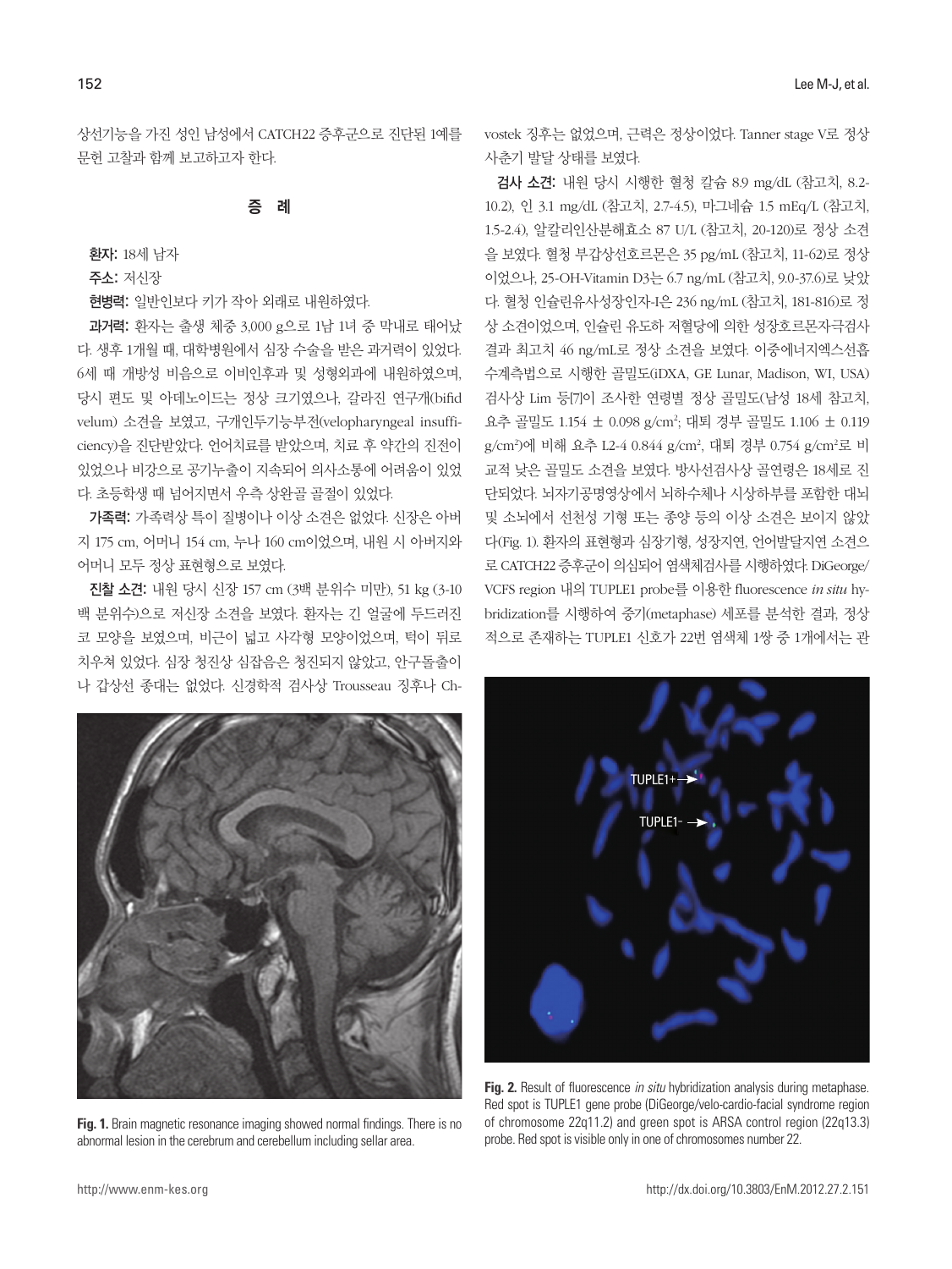상선기능을 가진 성인 남성에서 CATCH22 증후군으로 진단된 1예를 문헌 고찰과 함께 보고하고자 한다.

## 증 례

**환자:** 18세 남자

**주소:** 저신장

**현병력:** 일반인보다 키가 작아 외래로 내원하였다.

**과거력:** 환자는 출생 체중 3,000 g으로 1남 1녀 중 막내로 태어났다. 생후 1개월 때, 대학병원에서 심장 수술을 받은 과거력이 있었다. 6세 때 개방성 비음으로 이비인후과 및 성형외과에 내원하였으며, 당시 편도 및 아데노이드는 정상 크기였으나, 갈라진 연구개(bifid velum) 소견을 보였고, 구개인두기능부전(velopharyngeal insufficiency)을 진단받았다. 언어치료를 받았으며, 치료 후 약간의 진전이 있었으나 비강으로 공기누출이 지속되어 의사소통에 어려움이 있었다. 초등학생 때 넘어지면서 우측 상완골 골절이 있었다.

**가족력:** 가족력상 특이 질병이나 이상 소견은 없었다. 신장은 아버지 175 cm, 어머니 154 cm, 누나 160 cm이었으며, 내원 시 아버지와 어머니 모두 정상 표현형으로 보였다.

**진찰 소견:** 내원 당시 신장 157 cm (3백 분위수 미만), 51 kg (3-10 백 분위수)으로 저신장 소견을 보였다. 환자는 긴 얼굴에 두드러진 코 모양을 보였으며, 비근이 넓고 사각형 모양이었으며, 턱이 뒤로 치우쳐 있었다. 심장 청진상 심잡음은 청진되지 않았고, 안구돌출이나 갑상선 종대는 없었다. 신경학적 검사상 Trousseau 징후나 Chvostek 징후는 없었으며, 근력은 정상이었다. Tanner stage V로 정상 사춘기 발달 상태를 보였다.

**검사 소견:** 내원 당시 시행한 혈청 칼슘 8.9 mg/dL (참고치, 8.2-10.2), 인 3.1 mg/dL (참고치, 2.7-4.5), 마그네슘 1.5 mEq/L (참고치, 1.5-2.4), 알칼리인산분해효소 87 U/L (참고치, 20-120)로 정상 소견을 보였다. 혈청 부갑상선호르몬은 35 pg/mL (참고치, 11-62)로 정상이었으나, 25-OH-Vitamin D3는 6.7 ng/mL (참고치, 9.0-37.6)로 낮았다. 혈청 인슐린유사성장인자-I은 236 ng/mL (참고치, 181-816)로 정상 소견이었으며, 인슐린 유도하 저혈당에 의한 성장호르몬자극검사 결과 최고치 46 ng/mL로 정상 소견을 보였다. 이중에너지엑스선흡수계측법으로 시행한 골밀도(iDXA, GE Lunar, Madison, WI, USA) 검사상 Lim 등[7]이 조사한 연령별 정상 골밀도(남성 18세 참고치, 요추 골밀도 1.154 ± 0.098 g/cm$^2$; 대퇴 경부 골밀도 1.106 ± 0.119 g/cm$^2$)에 비해 요추 L2-4 0.844 g/cm$^2$, 대퇴 경부 0.754 g/cm$^2$로 비교적 낮은 골밀도 소견을 보였다. 방사선검사상 골연령은 18세로 진단되었다. 뇌자기공명영상에서 뇌하수체나 시상하부를 포함한 대뇌 및 소뇌에서 선천성 기형 또는 종양 등의 이상 소견은 보이지 않았다(Fig. 1). 환자의 표현형과 심장기형, 성장지연, 언어발달지연 소견으로 CATCH22 증후군이 의심되어 염색체검사를 시행하였다. DiGeorge/VCFS region 내의 TUPLE1 probe를 이용한 fluorescence *in situ* hybridization를 시행하여 중기(metaphase) 세포를 분석한 결과, 정상적으로 존재하는 TUPLE1 신호가 22번 염색체 1쌍 중 1개에서는 관

**Fig. 1.** Brain magnetic resonance imaging showed normal findings. There is no abnormal lesion in the cerebrum and cerebellum including sellar area.

**Fig. 2.** Result of fluorescence *in situ* hybridization analysis during metaphase. Red spot is TUPLE1 gene probe (DiGeorge/velo-cardio-facial syndrome region of chromosome 22q11.2) and green spot is ARSA control region (22q13.3) probe. Red spot is visible only in one of chromosomes number 22.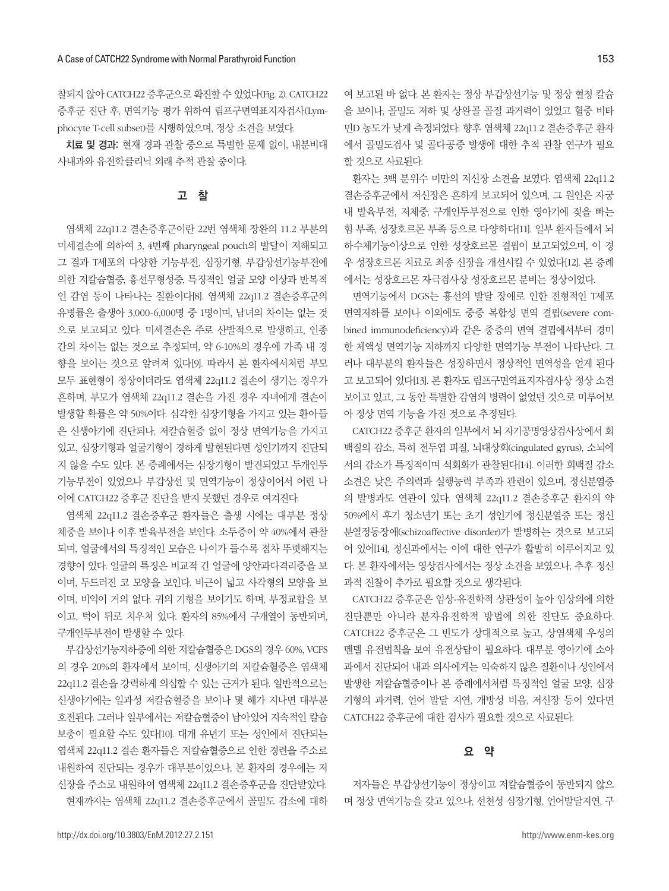찰되지 않아 CATCH22 증후군으로 확진할 수 있었다(Fig. 2). CATCH22 증후군 진단 후, 면역기능 평가 위하여 림프구면역표지자검사(Lymphocyte T-cell subset)를 시행하였으며, 정상 소견을 보였다.

**치료 및 경과:** 현재 경과 관찰 중으로 특별한 문제 없이, 내분비대사내과와 유전학클리닉 외래 추적 관찰 중이다.

## 고 찰

염색체 22q11.2 결손증후군이란 22번 염색체 장완의 11.2 부분의 미세결손에 의하여 3, 4번째 pharyngeal pouch의 발달이 저해되고 그 결과 T세포의 다양한 기능부전, 심장기형, 부갑상선기능부전에 의한 저칼슘혈증, 흉선무형성증, 특징적인 얼굴 모양 이상과 반복적인 감염 등이 나타나는 질환이다[8]. 염색체 22q11.2 결손증후군의 유병률은 출생아 3,000-6,000명 중 1명이며, 남녀의 차이는 없는 것으로 보고되고 있다. 미세결손은 주로 산발적으로 발생하고, 인종간의 차이는 없는 것으로 추정되며, 약 6-10%의 경우에 가족 내 경향을 보이는 것으로 알려져 있다[9]. 따라서 본 환자에서처럼 부모 모두 표현형이 정상이더라도 염색체 22q11.2 결손이 생기는 경우가 흔하며, 부모가 염색체 22q11.2 결손을 가진 경우 자녀에게 결손이 발생할 확률은 약 50%이다. 심각한 심장기형을 가지고 있는 환아들은 신생아기에 진단되나, 저칼슘혈증 없이 정상 면역기능을 가지고 있고, 심장기형과 얼굴기형이 경하게 발현된다면 성인기까지 진단되지 않을 수도 있다. 본 증례에서는 심장기형이 발견되었고 두개인두기능부전이 있었으나 부갑상선 및 면역기능이 정상이어서 어린 나이에 CATCH22 증후군 진단을 받지 못했던 경우로 여겨진다.

염색체 22q11.2 결손증후군 환자들은 출생 시에는 대부분 정상 체중을 보이나 이후 발육부전을 보인다. 소두증이 약 40%에서 관찰되며, 얼굴에서의 특징적인 모습은 나이가 들수록 점차 뚜렷해지는 경향이 있다. 얼굴의 특징은 비교적 긴 얼굴에 양안과다격리증을 보이며, 두드러진 코 모양을 보인다. 비근이 넓고 사각형의 모양을 보이며, 비익이 거의 없다. 귀의 기형을 보이기도 하며, 부정교합을 보이고, 턱이 뒤로 치우쳐 있다. 환자의 85%에서 구개열이 동반되며, 구개인두부전이 발생할 수 있다.

부갑상선기능저하증에 의한 저칼슘혈증은 DGS의 경우 60%, VCFS의 경우 20%의 환자에서 보이며, 신생아기의 저칼슘혈증은 염색체 22q11.2 결손을 강력하게 의심할 수 있는 근거가 된다. 일반적으로는 신생아기에는 일과성 저칼슘혈증을 보이나 몇 해가 지나면 대부분 호전된다. 그러나 일부에서는 저칼슘혈증이 남아있어 지속적인 칼슘 보충이 필요할 수도 있다[10]. 대개 유년기 또는 성인에서 진단되는 염색체 22q11.2 결손 환자들은 저칼슘혈증으로 인한 경련을 주소로 내원하여 진단되는 경우가 대부분이었으나, 본 환자의 경우에는 저신장을 주소로 내원하여 염색체 22q11.2 결손증후군을 진단받았다.

현재까지는 염색체 22q11.2 결손증후군에서 골밀도 감소에 대하여 보고된 바 없다. 본 환자는 정상 부갑상선기능 및 정상 혈청 칼슘을 보이나, 골밀도 저하 및 상완골 골절 과거력이 있었고 혈중 비타민D 농도가 낮게 측정되었다. 향후 염색체 22q11.2 결손증후군 환자에서 골밀도검사 및 골다공증 발생에 대한 추적 관찰 연구가 필요할 것으로 사료된다.

환자는 3백 분위수 미만의 저신장 소견을 보였다. 염색체 22q11.2 결손증후군에서 저신장은 흔하게 보고되어 있으며, 그 원인은 자궁내 발육부전, 저체중, 구개인두부전으로 인한 영아기에 젖을 빠는 힘 부족, 성장호르몬 부족 등으로 다양하다[11]. 일부 환자들에서 뇌하수체기능이상으로 인한 성장호르몬 결핍이 보고되었으며, 이 경우 성장호르몬 치료로 최종 신장을 개선시킬 수 있었다[12]. 본 증례에서는 성장호르몬 자극검사상 성장호르몬 분비는 정상이었다.

면역기능에서 DGS는 흉선의 발달 장애로 인한 전형적인 T세포 면역저하를 보이나 이외에도 중증 복합성 면역 결핍(severe combined immunodeficiency)과 같은 중증의 면역 결핍에서부터 경미한 체액성 면역기능 저하까지 다양한 면역기능 부전이 나타난다. 그러나 대부분의 환자들은 성장하면서 정상적인 면역성을 얻게 된다고 보고되어 있다[13]. 본 환자도 림프구면역표지자검사상 정상 소견 보이고 있고, 그 동안 특별한 감염의 병력이 없었던 것으로 미루어보아 정상 면역 기능을 가진 것으로 추정된다.

CATCH22 증후군 환자의 일부에서 뇌 자기공명영상검사상에서 회백질의 감소, 특히 전두엽 피질, 뇌대상회(cingulated gyrus), 소뇌에서의 감소가 특징적이며 석회화가 관찰된다[14]. 이러한 회백질 감소 소견은 낮은 주의력과 실행능력 부족과 관련이 있으며, 정신분열증의 발병과도 연관이 있다. 염색체 22q11.2 결손증후군 환자의 약 50%에서 후기 청소년기 또는 초기 성인기에 정신분열증 또는 정신분열정동장애(schizoaffective disorder)가 발병하는 것으로 보고되어 있어[14], 정신과에서는 이에 대한 연구가 활발히 이루어지고 있다. 본 환자에서는 영상검사에서는 정상 소견을 보였으나, 추후 정신과적 진찰이 추가로 필요할 것으로 생각된다.

CATCH22 증후군은 임상-유전학적 상관성이 높아 임상의에 의한 진단뿐만 아니라 분자유전학적 방법에 의한 진단도 중요하다. CATCH22 증후군은 그 빈도가 상대적으로 높고, 상염색체 우성의 멘델 유전법칙을 보여 유전상담이 필요하다. 대부분 영아기에 소아과에서 진단되어 내과 의사에게는 익숙하지 않은 질환이나 성인에서 발생한 저칼슘혈증이나 본 증례에서처럼 특징적인 얼굴 모양, 심장기형의 과거력, 언어 발달 지연, 개방성 비음, 저신장 등이 있다면 CATCH22 증후군에 대한 검사가 필요할 것으로 사료된다.

## 요 약

저자들은 부갑상선기능이 정상이고 저칼슘혈증이 동반되지 않으며 정상 면역기능을 갖고 있으나, 선천성 심장기형, 언어발달지연, 구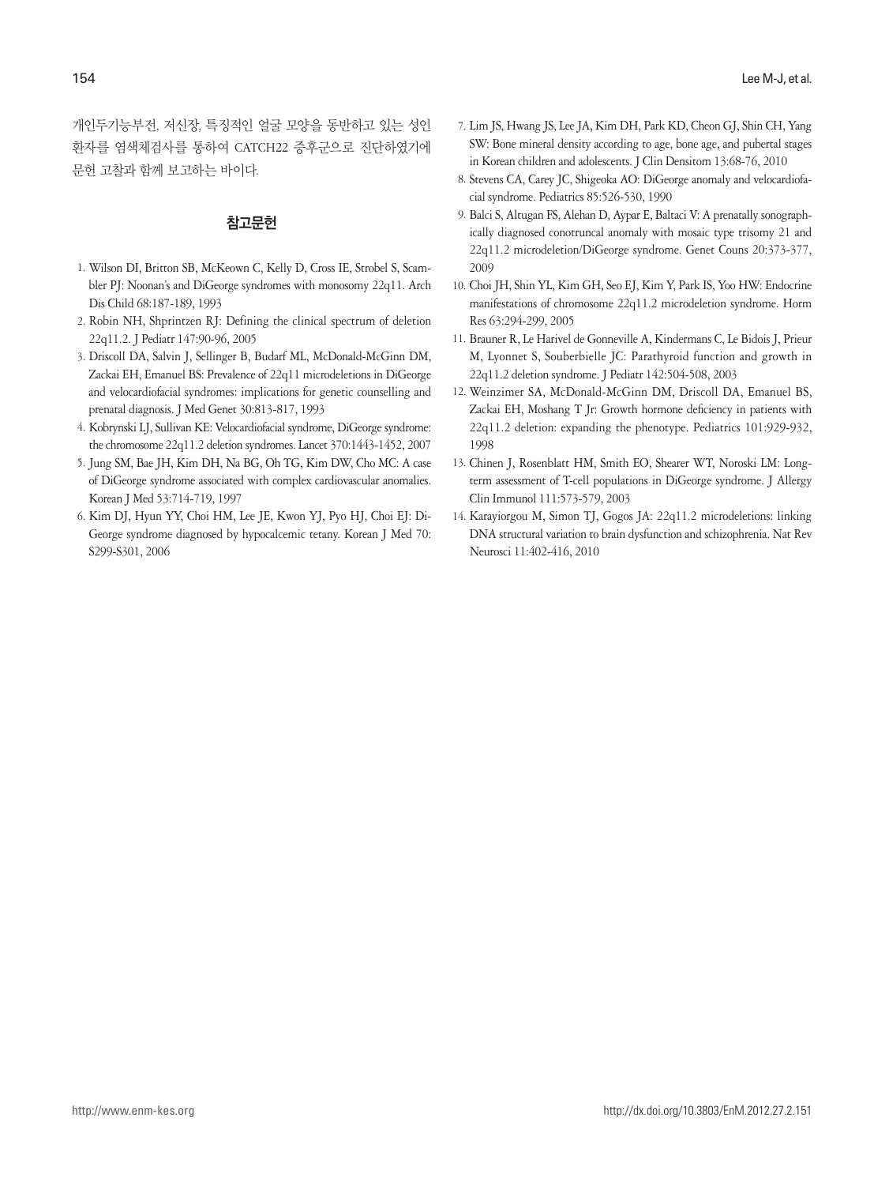개인두기능부전, 저신장, 특징적인 얼굴 모양을 동반하고 있는 성인 환자를 염색체검사를 통하여 CATCH22 증후군으로 진단하였기에 문헌 고찰과 함께 보고하는 바이다.

## 참고문헌

1. Wilson DI, Britton SB, McKeown C, Kelly D, Cross IE, Strobel S, Scambler PJ: Noonan's and DiGeorge syndromes with monosomy 22q11. Arch Dis Child 68:187-189, 1993
2. Robin NH, Shprintzen RJ: Defining the clinical spectrum of deletion 22q11.2. J Pediatr 147:90-96, 2005
3. Driscoll DA, Salvin J, Sellinger B, Budarf ML, McDonald-McGinn DM, Zackai EH, Emanuel BS: Prevalence of 22q11 microdeletions in DiGeorge and velocardiofacial syndromes: implications for genetic counselling and prenatal diagnosis. J Med Genet 30:813-817, 1993
4. Kobrynski LJ, Sullivan KE: Velocardiofacial syndrome, DiGeorge syndrome: the chromosome 22q11.2 deletion syndromes. Lancet 370:1443-1452, 2007
5. Jung SM, Bae JH, Kim DH, Na BG, Oh TG, Kim DW, Cho MC: A case of DiGeorge syndrome associated with complex cardiovascular anomalies. Korean J Med 53:714-719, 1997
6. Kim DJ, Hyun YY, Choi HM, Lee JE, Kwon YJ, Pyo HJ, Choi EJ: DiGeorge syndrome diagnosed by hypocalcemic tetany. Korean J Med 70:S299-S301, 2006
7. Lim JS, Hwang JS, Lee JA, Kim DH, Park KD, Cheon GJ, Shin CH, Yang SW: Bone mineral density according to age, bone age, and pubertal stages in Korean children and adolescents. J Clin Densitom 13:68-76, 2010
8. Stevens CA, Carey JC, Shigeoka AO: DiGeorge anomaly and velocardiofacial syndrome. Pediatrics 85:526-530, 1990
9. Balci S, Altugan FS, Alehan D, Aypar E, Baltaci V: A prenatally sonographically diagnosed conotruncal anomaly with mosaic type trisomy 21 and 22q11.2 microdeletion/DiGeorge syndrome. Genet Couns 20:373-377, 2009
10. Choi JH, Shin YL, Kim GH, Seo EJ, Kim Y, Park IS, Yoo HW: Endocrine manifestations of chromosome 22q11.2 microdeletion syndrome. Horm Res 63:294-299, 2005
11. Brauner R, Le Harivel de Gonneville A, Kindermans C, Le Bidois J, Prieur M, Lyonnet S, Souberbielle JC: Parathyroid function and growth in 22q11.2 deletion syndrome. J Pediatr 142:504-508, 2003
12. Weinzimer SA, McDonald-McGinn DM, Driscoll DA, Emanuel BS, Zackai EH, Moshang T Jr: Growth hormone deficiency in patients with 22q11.2 deletion: expanding the phenotype. Pediatrics 101:929-932, 1998
13. Chinen J, Rosenblatt HM, Smith EO, Shearer WT, Noroski LM: Long-term assessment of T-cell populations in DiGeorge syndrome. J Allergy Clin Immunol 111:573-579, 2003
14. Karayiorgou M, Simon TJ, Gogos JA: 22q11.2 microdeletions: linking DNA structural variation to brain dysfunction and schizophrenia. Nat Rev Neurosci 11:402-416, 2010